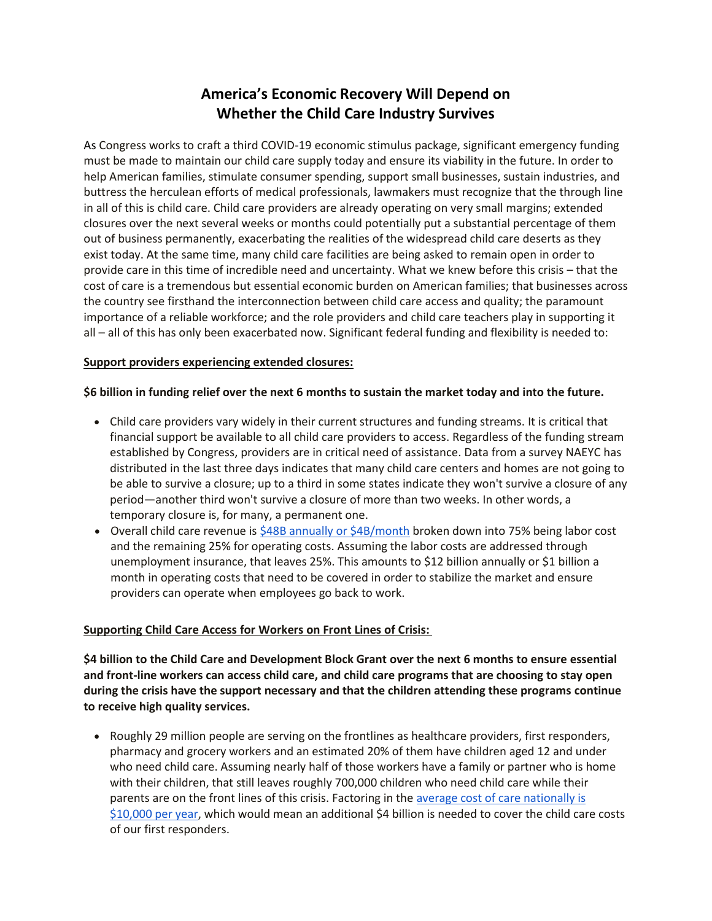# America's Economic Recovery Will Depend on Whether the Child Care Industry Survives

As Congress works to craft a third COVID-19 economic stimulus package, significant emergency funding must be made to maintain our child care supply today and ensure its viability in the future. In order to help American families, stimulate consumer spending, support small businesses, sustain industries, and buttress the herculean efforts of medical professionals, lawmakers must recognize that the through line in all of this is child care. Child care providers are already operating on very small margins; extended closures over the next several weeks or months could potentially put a substantial percentage of them out of business permanently, exacerbating the realities of the widespread child care deserts as they exist today. At the same time, many child care facilities are being asked to remain open in order to provide care in this time of incredible need and uncertainty. What we knew before this crisis – that the cost of care is a tremendous but essential economic burden on American families; that businesses across the country see firsthand the interconnection between child care access and quality; the paramount importance of a reliable workforce; and the role providers and child care teachers play in supporting it all – all of this has only been exacerbated now. Significant federal funding and flexibility is needed to:

**Support providers experiencing extended closures:**

**$6 billion in funding relief over the next 6 months to sustain the market today and into the future.**

- Child care providers vary widely in their current structures and funding streams. It is critical that financial support be available to all child care providers to access. Regardless of the funding stream established by Congress, providers are in critical need of assistance. Data from a survey NAEYC has distributed in the last three days indicates that many child care centers and homes are not going to be able to survive a closure; up to a third in some states indicate they won't survive a closure of any period—another third won't survive a closure of more than two weeks. In other words, a temporary closure is, for many, a permanent one.
- Overall child care revenue is $48B annually or $4B/month broken down into 75% being labor cost and the remaining 25% for operating costs. Assuming the labor costs are addressed through unemployment insurance, that leaves 25%. This amounts to $12 billion annually or $1 billion a month in operating costs that need to be covered in order to stabilize the market and ensure providers can operate when employees go back to work.

**Supporting Child Care Access for Workers on Front Lines of Crisis:**

**$4 billion to the Child Care and Development Block Grant over the next 6 months to ensure essential and front-line workers can access child care, and child care programs that are choosing to stay open during the crisis have the support necessary and that the children attending these programs continue to receive high quality services.**

- Roughly 29 million people are serving on the frontlines as healthcare providers, first responders, pharmacy and grocery workers and an estimated 20% of them have children aged 12 and under who need child care. Assuming nearly half of those workers have a family or partner who is home with their children, that still leaves roughly 700,000 children who need child care while their parents are on the front lines of this crisis. Factoring in the average cost of care nationally is $10,000 per year, which would mean an additional $4 billion is needed to cover the child care costs of our first responders.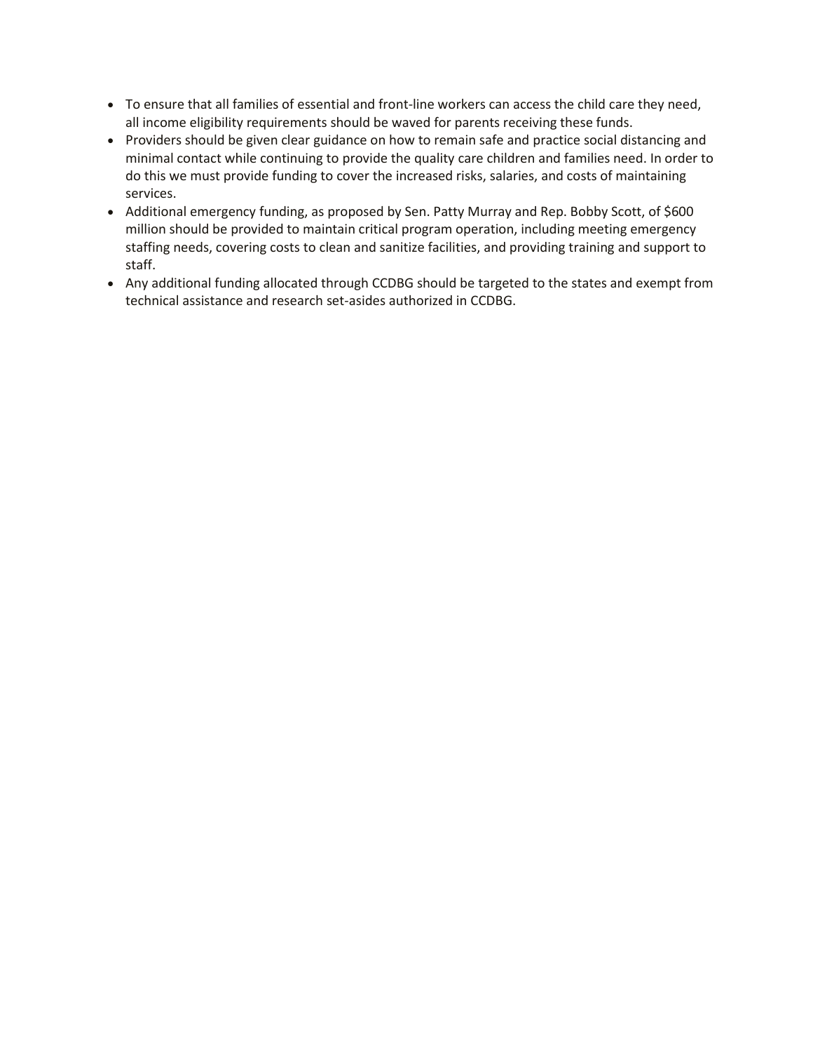- To ensure that all families of essential and front-line workers can access the child care they need, all income eligibility requirements should be waved for parents receiving these funds.
- Providers should be given clear guidance on how to remain safe and practice social distancing and minimal contact while continuing to provide the quality care children and families need. In order to do this we must provide funding to cover the increased risks, salaries, and costs of maintaining services.
- Additional emergency funding, as proposed by Sen. Patty Murray and Rep. Bobby Scott, of $600 million should be provided to maintain critical program operation, including meeting emergency staffing needs, covering costs to clean and sanitize facilities, and providing training and support to staff.
- Any additional funding allocated through CCDBG should be targeted to the states and exempt from technical assistance and research set-asides authorized in CCDBG.